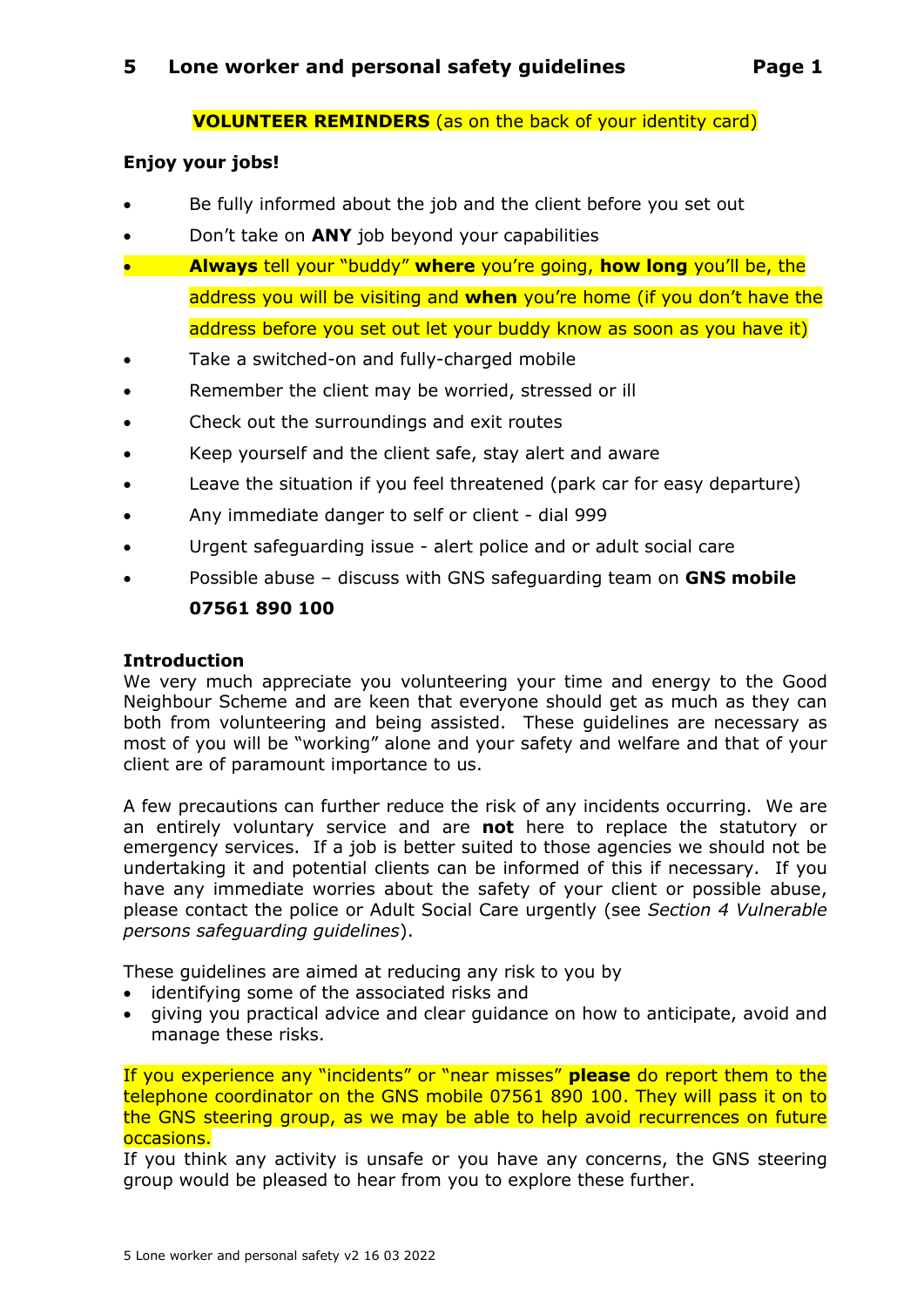# 5 Lone worker and personal safety guidelines

**VOLUNTEER REMINDERS** (as on the back of your identity card)

**Enjoy your jobs!**

- Be fully informed about the job and the client before you set out
- Don't take on **ANY** job beyond your capabilities
- **Always** tell your "buddy" **where** you're going, **how long** you'll be, the address you will be visiting and **when** you're home (if you don't have the address before you set out let your buddy know as soon as you have it)
- Take a switched-on and fully-charged mobile
- Remember the client may be worried, stressed or ill
- Check out the surroundings and exit routes
- Keep yourself and the client safe, stay alert and aware
- Leave the situation if you feel threatened (park car for easy departure)
- Any immediate danger to self or client - dial 999
- Urgent safeguarding issue - alert police and or adult social care
- Possible abuse – discuss with GNS safeguarding team on **GNS mobile 07561 890 100**

## Introduction

We very much appreciate you volunteering your time and energy to the Good Neighbour Scheme and are keen that everyone should get as much as they can both from volunteering and being assisted. These guidelines are necessary as most of you will be "working" alone and your safety and welfare and that of your client are of paramount importance to us.

A few precautions can further reduce the risk of any incidents occurring. We are an entirely voluntary service and are **not** here to replace the statutory or emergency services. If a job is better suited to those agencies we should not be undertaking it and potential clients can be informed of this if necessary. If you have any immediate worries about the safety of your client or possible abuse, please contact the police or Adult Social Care urgently (see *Section 4 Vulnerable persons safeguarding guidelines*).

These guidelines are aimed at reducing any risk to you by

- identifying some of the associated risks and
- giving you practical advice and clear guidance on how to anticipate, avoid and manage these risks.

If you experience any "incidents" or "near misses" **please** do report them to the telephone coordinator on the GNS mobile 07561 890 100. They will pass it on to the GNS steering group, as we may be able to help avoid recurrences on future occasions.

If you think any activity is unsafe or you have any concerns, the GNS steering group would be pleased to hear from you to explore these further.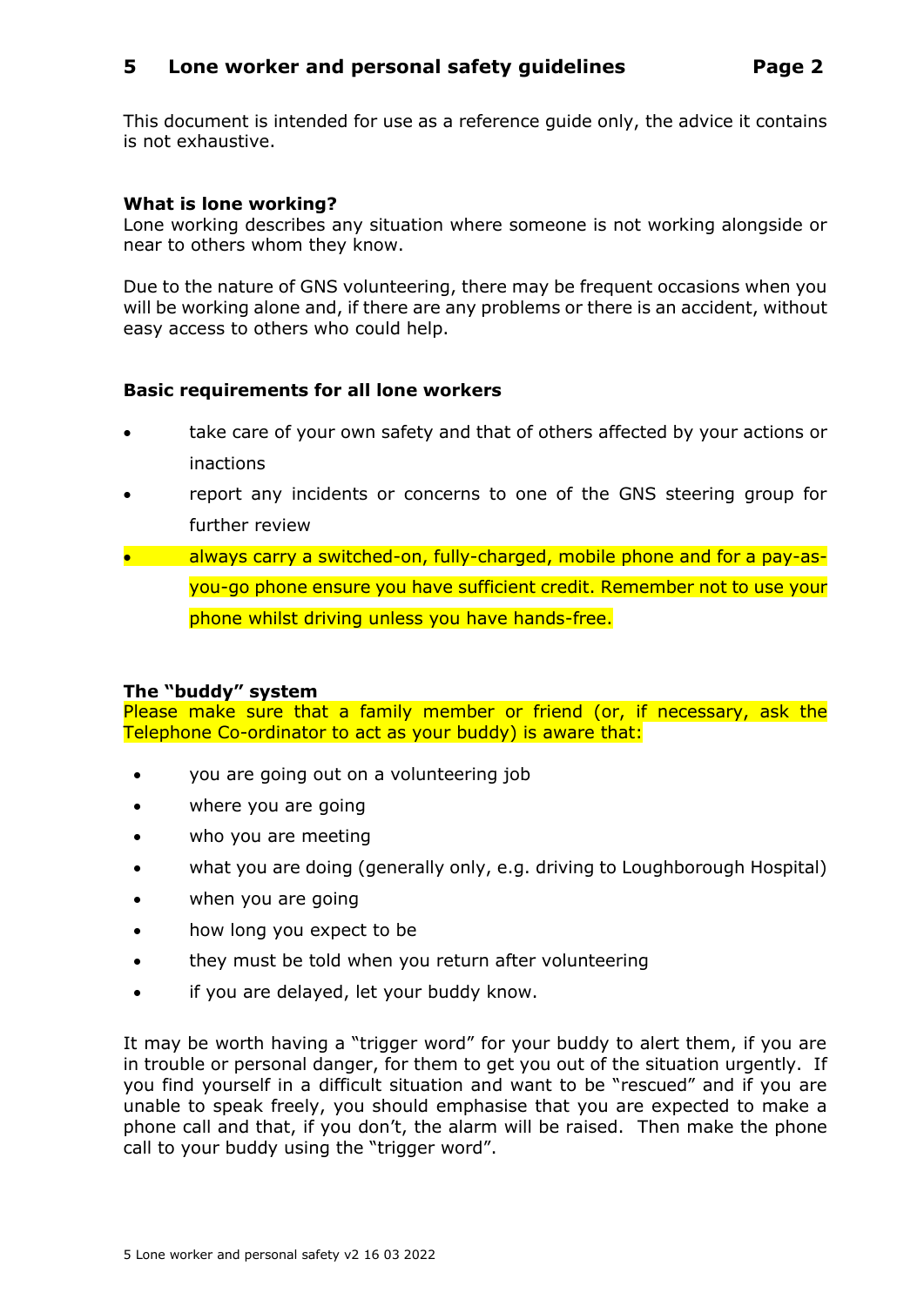This document is intended for use as a reference guide only, the advice it contains is not exhaustive.

**What is lone working?**
Lone working describes any situation where someone is not working alongside or near to others whom they know.

Due to the nature of GNS volunteering, there may be frequent occasions when you will be working alone and, if there are any problems or there is an accident, without easy access to others who could help.

**Basic requirements for all lone workers**

- take care of your own safety and that of others affected by your actions or inactions
- report any incidents or concerns to one of the GNS steering group for further review
- always carry a switched-on, fully-charged, mobile phone and for a pay-as-you-go phone ensure you have sufficient credit. Remember not to use your phone whilst driving unless you have hands-free.

**The "buddy" system**
Please make sure that a family member or friend (or, if necessary, ask the Telephone Co-ordinator to act as your buddy) is aware that:

- you are going out on a volunteering job
- where you are going
- who you are meeting
- what you are doing (generally only, e.g. driving to Loughborough Hospital)
- when you are going
- how long you expect to be
- they must be told when you return after volunteering
- if you are delayed, let your buddy know.

It may be worth having a "trigger word" for your buddy to alert them, if you are in trouble or personal danger, for them to get you out of the situation urgently. If you find yourself in a difficult situation and want to be "rescued" and if you are unable to speak freely, you should emphasise that you are expected to make a phone call and that, if you don't, the alarm will be raised. Then make the phone call to your buddy using the "trigger word".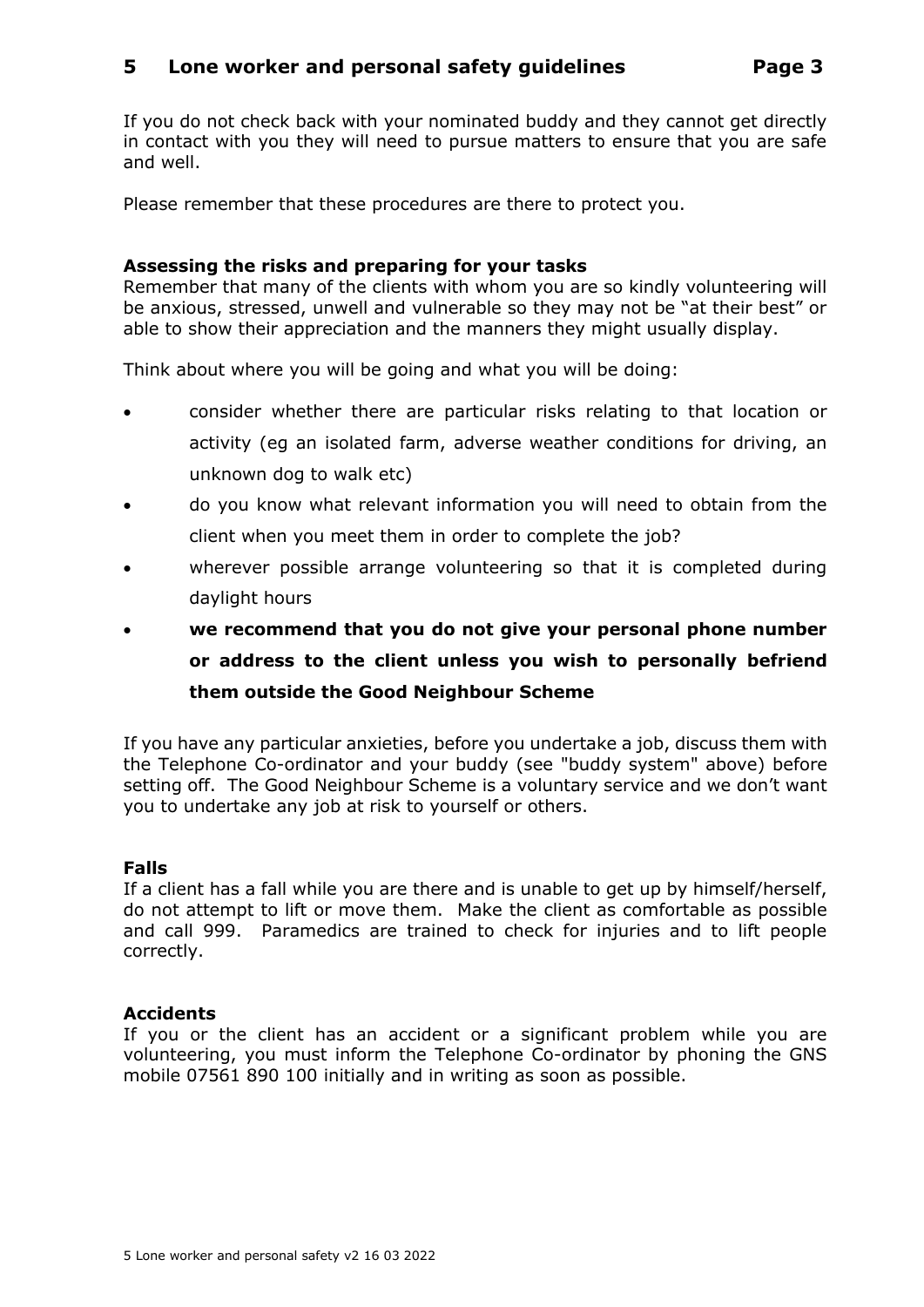If you do not check back with your nominated buddy and they cannot get directly in contact with you they will need to pursue matters to ensure that you are safe and well.

Please remember that these procedures are there to protect you.

**Assessing the risks and preparing for your tasks**

Remember that many of the clients with whom you are so kindly volunteering will be anxious, stressed, unwell and vulnerable so they may not be "at their best" or able to show their appreciation and the manners they might usually display.

Think about where you will be going and what you will be doing:

- consider whether there are particular risks relating to that location or activity (eg an isolated farm, adverse weather conditions for driving, an unknown dog to walk etc)
- do you know what relevant information you will need to obtain from the client when you meet them in order to complete the job?
- wherever possible arrange volunteering so that it is completed during daylight hours
- **we recommend that you do not give your personal phone number or address to the client unless you wish to personally befriend them outside the Good Neighbour Scheme**

If you have any particular anxieties, before you undertake a job, discuss them with the Telephone Co-ordinator and your buddy (see "buddy system" above) before setting off. The Good Neighbour Scheme is a voluntary service and we don't want you to undertake any job at risk to yourself or others.

**Falls**

If a client has a fall while you are there and is unable to get up by himself/herself, do not attempt to lift or move them. Make the client as comfortable as possible and call 999. Paramedics are trained to check for injuries and to lift people correctly.

**Accidents**

If you or the client has an accident or a significant problem while you are volunteering, you must inform the Telephone Co-ordinator by phoning the GNS mobile 07561 890 100 initially and in writing as soon as possible.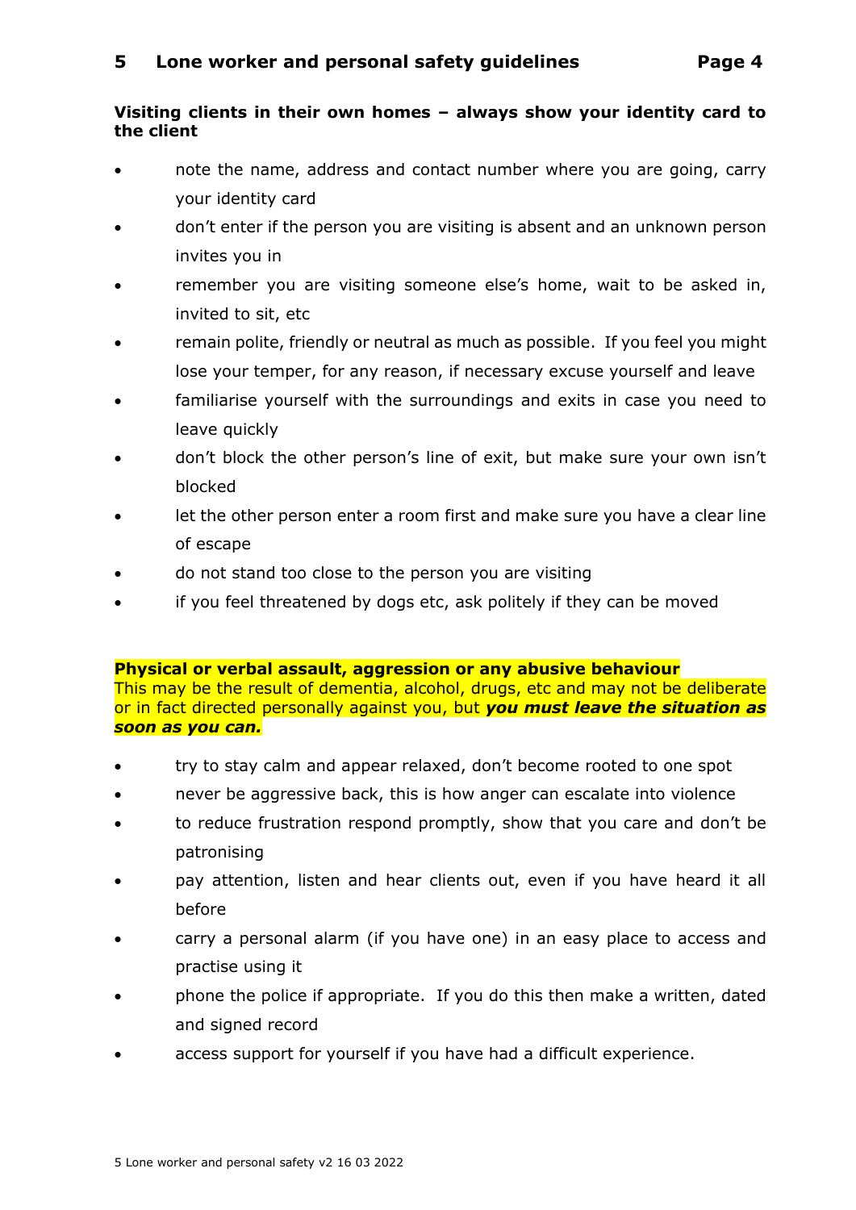**Visiting clients in their own homes – always show your identity card to the client**

- note the name, address and contact number where you are going, carry your identity card
- don't enter if the person you are visiting is absent and an unknown person invites you in
- remember you are visiting someone else's home, wait to be asked in, invited to sit, etc
- remain polite, friendly or neutral as much as possible. If you feel you might lose your temper, for any reason, if necessary excuse yourself and leave
- familiarise yourself with the surroundings and exits in case you need to leave quickly
- don't block the other person's line of exit, but make sure your own isn't blocked
- let the other person enter a room first and make sure you have a clear line of escape
- do not stand too close to the person you are visiting
- if you feel threatened by dogs etc, ask politely if they can be moved

**Physical or verbal assault, aggression or any abusive behaviour**

This may be the result of dementia, alcohol, drugs, etc and may not be deliberate or in fact directed personally against you, but ***you must leave the situation as soon as you can.***

- try to stay calm and appear relaxed, don't become rooted to one spot
- never be aggressive back, this is how anger can escalate into violence
- to reduce frustration respond promptly, show that you care and don't be patronising
- pay attention, listen and hear clients out, even if you have heard it all before
- carry a personal alarm (if you have one) in an easy place to access and practise using it
- phone the police if appropriate. If you do this then make a written, dated and signed record
- access support for yourself if you have had a difficult experience.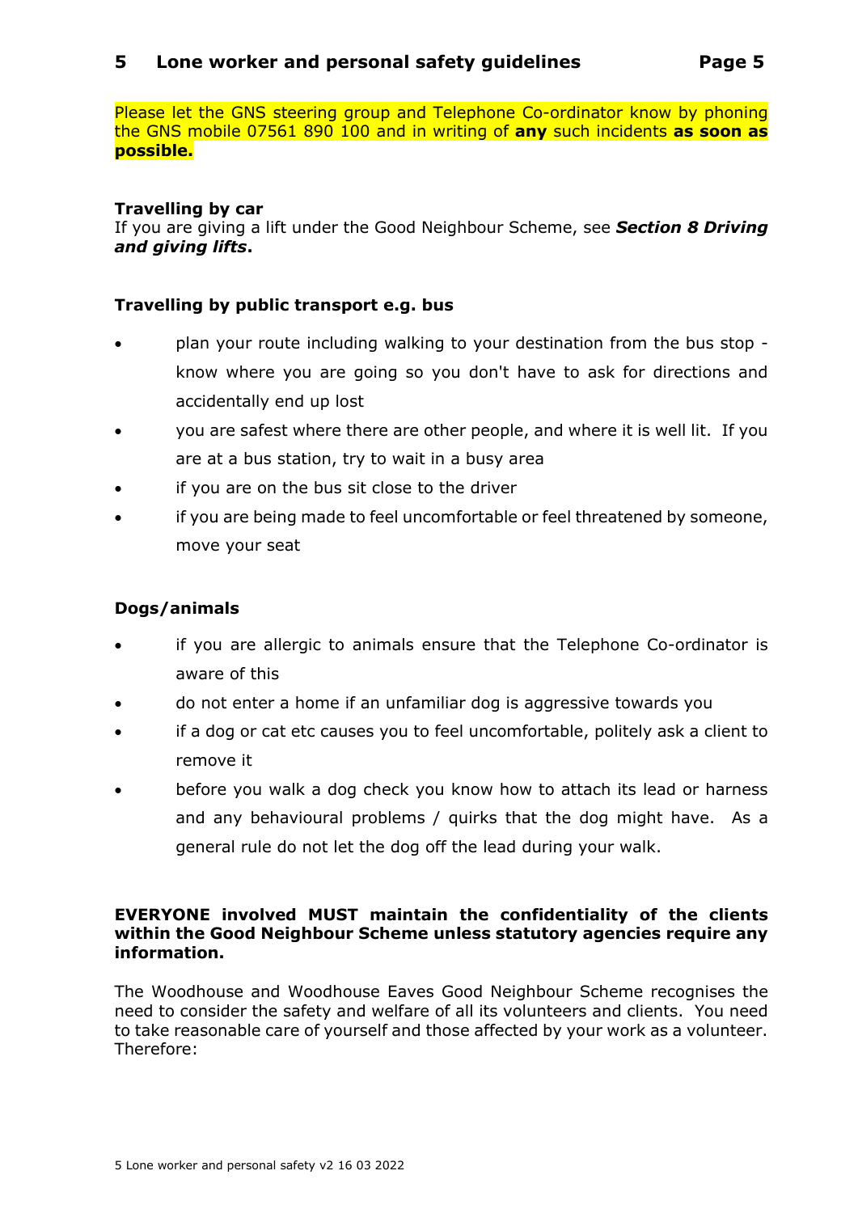Please let the GNS steering group and Telephone Co-ordinator know by phoning the GNS mobile 07561 890 100 and in writing of **any** such incidents **as soon as possible.**

**Travelling by car**
If you are giving a lift under the Good Neighbour Scheme, see ***Section 8 Driving and giving lifts*.**

**Travelling by public transport e.g. bus**

- plan your route including walking to your destination from the bus stop - know where you are going so you don't have to ask for directions and accidentally end up lost
- you are safest where there are other people, and where it is well lit. If you are at a bus station, try to wait in a busy area
- if you are on the bus sit close to the driver
- if you are being made to feel uncomfortable or feel threatened by someone, move your seat

**Dogs/animals**

- if you are allergic to animals ensure that the Telephone Co-ordinator is aware of this
- do not enter a home if an unfamiliar dog is aggressive towards you
- if a dog or cat etc causes you to feel uncomfortable, politely ask a client to remove it
- before you walk a dog check you know how to attach its lead or harness and any behavioural problems / quirks that the dog might have. As a general rule do not let the dog off the lead during your walk.

**EVERYONE involved MUST maintain the confidentiality of the clients within the Good Neighbour Scheme unless statutory agencies require any information.**

The Woodhouse and Woodhouse Eaves Good Neighbour Scheme recognises the need to consider the safety and welfare of all its volunteers and clients. You need to take reasonable care of yourself and those affected by your work as a volunteer. Therefore: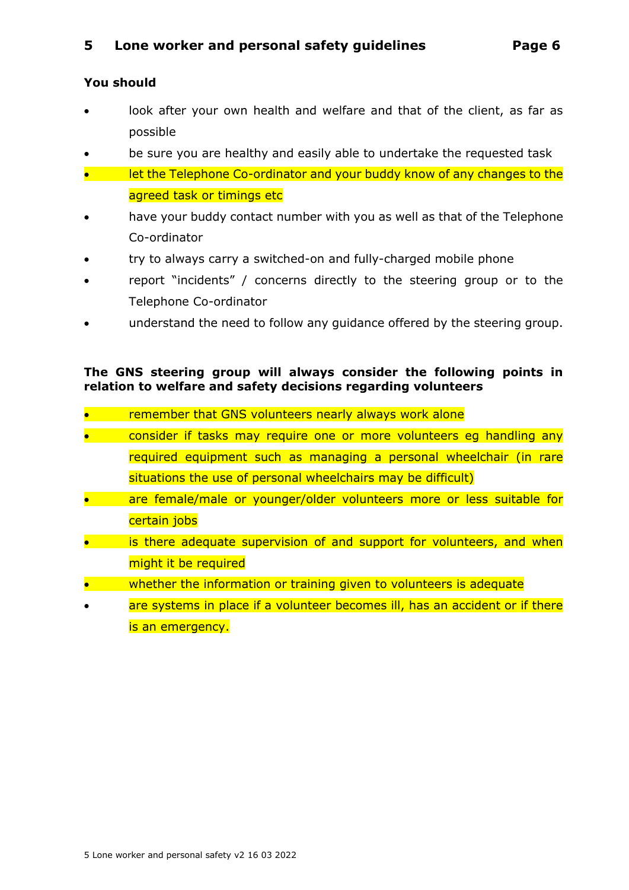**You should**

- look after your own health and welfare and that of the client, as far as possible
- be sure you are healthy and easily able to undertake the requested task
- let the Telephone Co-ordinator and your buddy know of any changes to the agreed task or timings etc
- have your buddy contact number with you as well as that of the Telephone Co-ordinator
- try to always carry a switched-on and fully-charged mobile phone
- report "incidents" / concerns directly to the steering group or to the Telephone Co-ordinator
- understand the need to follow any guidance offered by the steering group.

**The GNS steering group will always consider the following points in relation to welfare and safety decisions regarding volunteers**

- remember that GNS volunteers nearly always work alone
- consider if tasks may require one or more volunteers eg handling any required equipment such as managing a personal wheelchair (in rare situations the use of personal wheelchairs may be difficult)
- are female/male or younger/older volunteers more or less suitable for certain jobs
- is there adequate supervision of and support for volunteers, and when might it be required
- whether the information or training given to volunteers is adequate
- are systems in place if a volunteer becomes ill, has an accident or if there is an emergency.